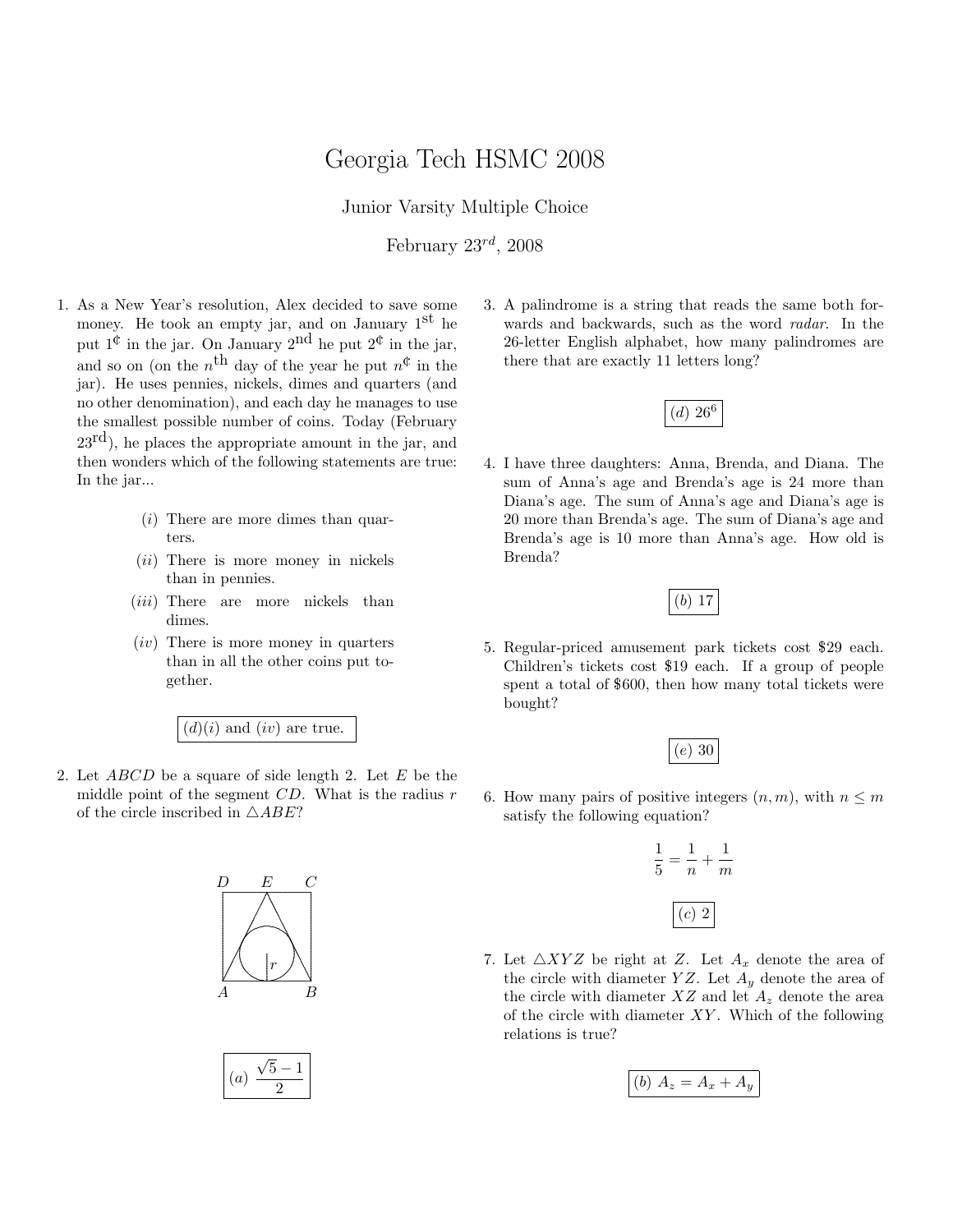# Georgia Tech HSMC 2008

Junior Varsity Multiple Choice

February $23^{rd}$, 2008

1. As a New Year's resolution, Alex decided to save some money. He took an empty jar, and on January $1^{\text{st}}$ he put 1¢ in the jar. On January $2^{\text{nd}}$ he put 2¢ in the jar, and so on (on the $n^{\text{th}}$ day of the year he put $n$¢ in the jar). He uses pennies, nickels, dimes and quarters (and no other denomination), and each day he manages to use the smallest possible number of coins. Today (February $23^{\text{rd}}$), he places the appropriate amount in the jar, and then wonders which of the following statements are true: In the jar...

   - $(i)$ There are more dimes than quarters.
   - $(ii)$ There is more money in nickels than in pennies.
   - $(iii)$ There are more nickels than dimes.
   - $(iv)$ There is more money in quarters than in all the other coins put together.

   $(d)$ $(i)$ and $(iv)$ are true.

2. Let $ABCD$ be a square of side length 2. Let $E$ be the middle point of the segment $CD$. What is the radius $r$ of the circle inscribed in $\triangle ABE$?

   $(a)$ $\dfrac{\sqrt{5}-1}{2}$

3. A palindrome is a string that reads the same both forwards and backwards, such as the word *radar*. In the 26-letter English alphabet, how many palindromes are there that are exactly 11 letters long?

   $(d)$ $26^6$

4. I have three daughters: Anna, Brenda, and Diana. The sum of Anna's age and Brenda's age is 24 more than Diana's age. The sum of Anna's age and Diana's age is 20 more than Brenda's age. The sum of Diana's age and Brenda's age is 10 more than Anna's age. How old is Brenda?

   $(b)$ 17

5. Regular-priced amusement park tickets cost \$29 each. Children's tickets cost \$19 each. If a group of people spent a total of \$600, then how many total tickets were bought?

   $(e)$ 30

6. How many pairs of positive integers $(n, m)$, with $n \leq m$ satisfy the following equation?

   $$\frac{1}{5} = \frac{1}{n} + \frac{1}{m}$$

   $(c)$ 2

7. Let $\triangle XYZ$ be right at $Z$. Let $A_x$ denote the area of the circle with diameter $YZ$. Let $A_y$ denote the area of the circle with diameter $XZ$ and let $A_z$ denote the area of the circle with diameter $XY$. Which of the following relations is true?

   $(b)$ $A_z = A_x + A_y$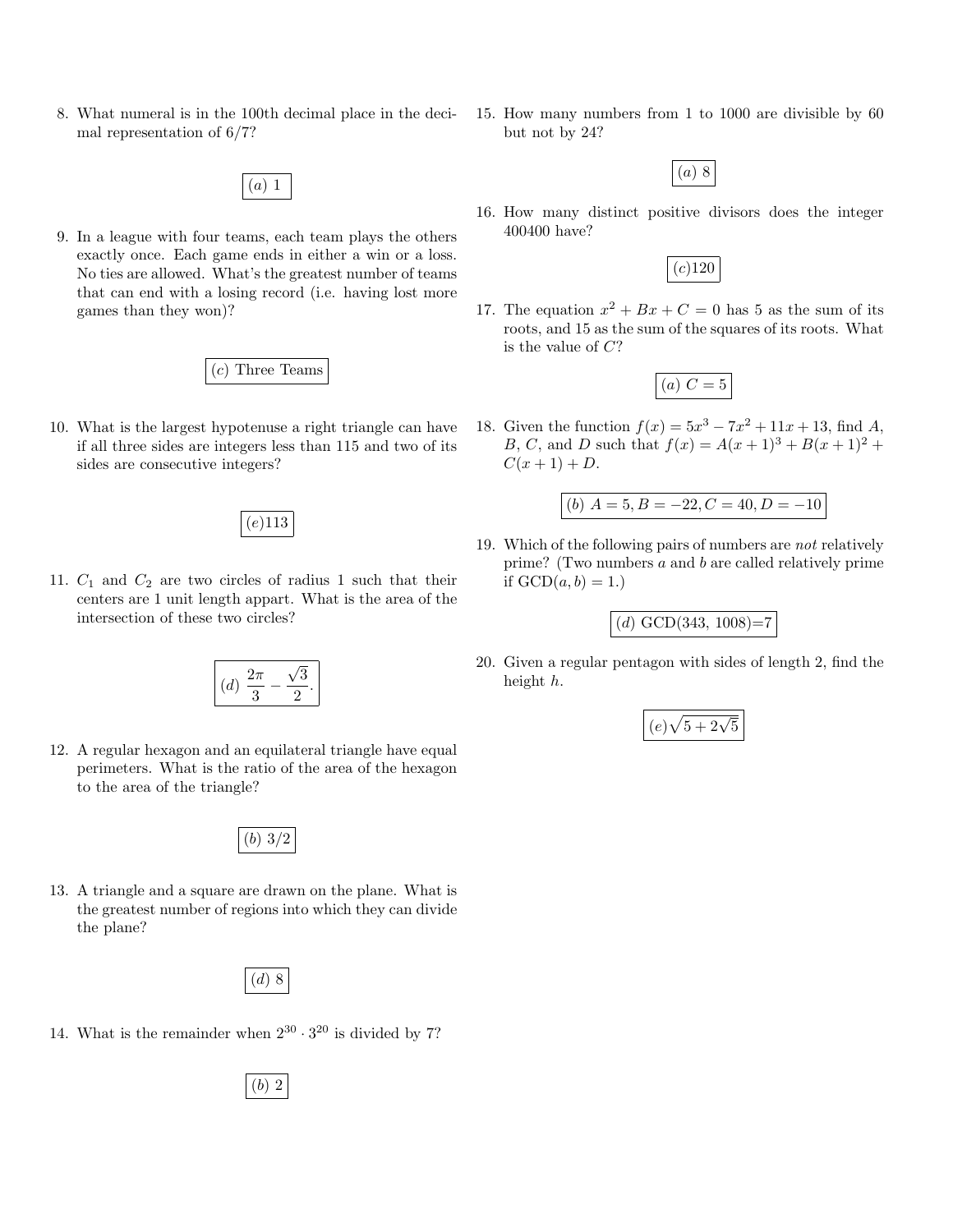8. What numeral is in the 100th decimal place in the decimal representation of 6/7?

   $(a)$ 1

9. In a league with four teams, each team plays the others exactly once. Each game ends in either a win or a loss. No ties are allowed. What's the greatest number of teams that can end with a losing record (i.e. having lost more games than they won)?

   $(c)$ Three Teams

10. What is the largest hypotenuse a right triangle can have if all three sides are integers less than 115 and two of its sides are consecutive integers?

    $(e)$113

11. $C_1$ and $C_2$ are two circles of radius 1 such that their centers are 1 unit length appart. What is the area of the intersection of these two circles?

    $(d)$ $\dfrac{2\pi}{3} - \dfrac{\sqrt{3}}{2}$.

12. A regular hexagon and an equilateral triangle have equal perimeters. What is the ratio of the area of the hexagon to the area of the triangle?

    $(b)$ 3/2

13. A triangle and a square are drawn on the plane. What is the greatest number of regions into which they can divide the plane?

    $(d)$ 8

14. What is the remainder when $2^{30} \cdot 3^{20}$ is divided by 7?

    $(b)$ 2

15. How many numbers from 1 to 1000 are divisible by 60 but not by 24?

    $(a)$ 8

16. How many distinct positive divisors does the integer 400400 have?

    $(c)$120

17. The equation $x^2 + Bx + C = 0$ has 5 as the sum of its roots, and 15 as the sum of the squares of its roots. What is the value of $C$?

    $(a)$ $C = 5$

18. Given the function $f(x) = 5x^3 - 7x^2 + 11x + 13$, find $A$, $B$, $C$, and $D$ such that $f(x) = A(x+1)^3 + B(x+1)^2 + C(x+1) + D$.

    $(b)$ $A = 5, B = -22, C = 40, D = -10$

19. Which of the following pairs of numbers are *not* relatively prime? (Two numbers $a$ and $b$ are called relatively prime if $\text{GCD}(a, b) = 1$.)

    $(d)$ GCD(343, 1008)=7

20. Given a regular pentagon with sides of length 2, find the height $h$.

    $(e)$ $\sqrt{5 + 2\sqrt{5}}$